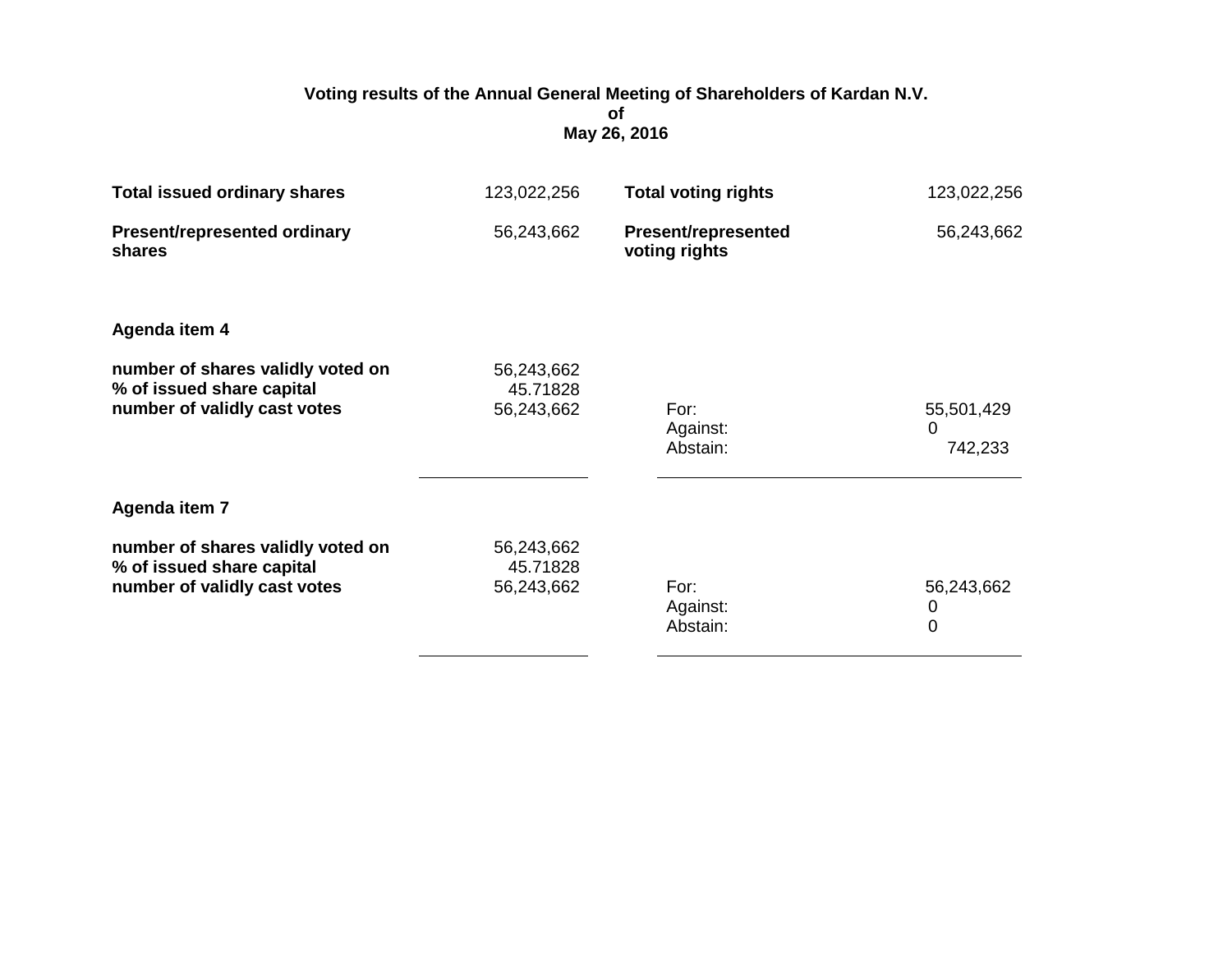**Voting results of the Annual General Meeting of Shareholders of Kardan N.V.**
**of**
**May 26, 2016**

| | | | |
|---|---|---|---|
| **Total issued ordinary shares** | 123,022,256 | **Total voting rights** | 123,022,256 |
| **Present/represented ordinary shares** | 56,243,662 | **Present/represented voting rights** | 56,243,662 |

**Agenda item 4**

| | | | |
|---|---|---|---|
| **number of shares validly voted on** | 56,243,662 | | |
| **% of issued share capital** | 45.71828 | | |
| **number of validly cast votes** | 56,243,662 | For: | 55,501,429 |
| | | Against: | 0 |
| | | Abstain: | 742,233 |

**Agenda item 7**

| | | | |
|---|---|---|---|
| **number of shares validly voted on** | 56,243,662 | | |
| **% of issued share capital** | 45.71828 | | |
| **number of validly cast votes** | 56,243,662 | For: | 56,243,662 |
| | | Against: | 0 |
| | | Abstain: | 0 |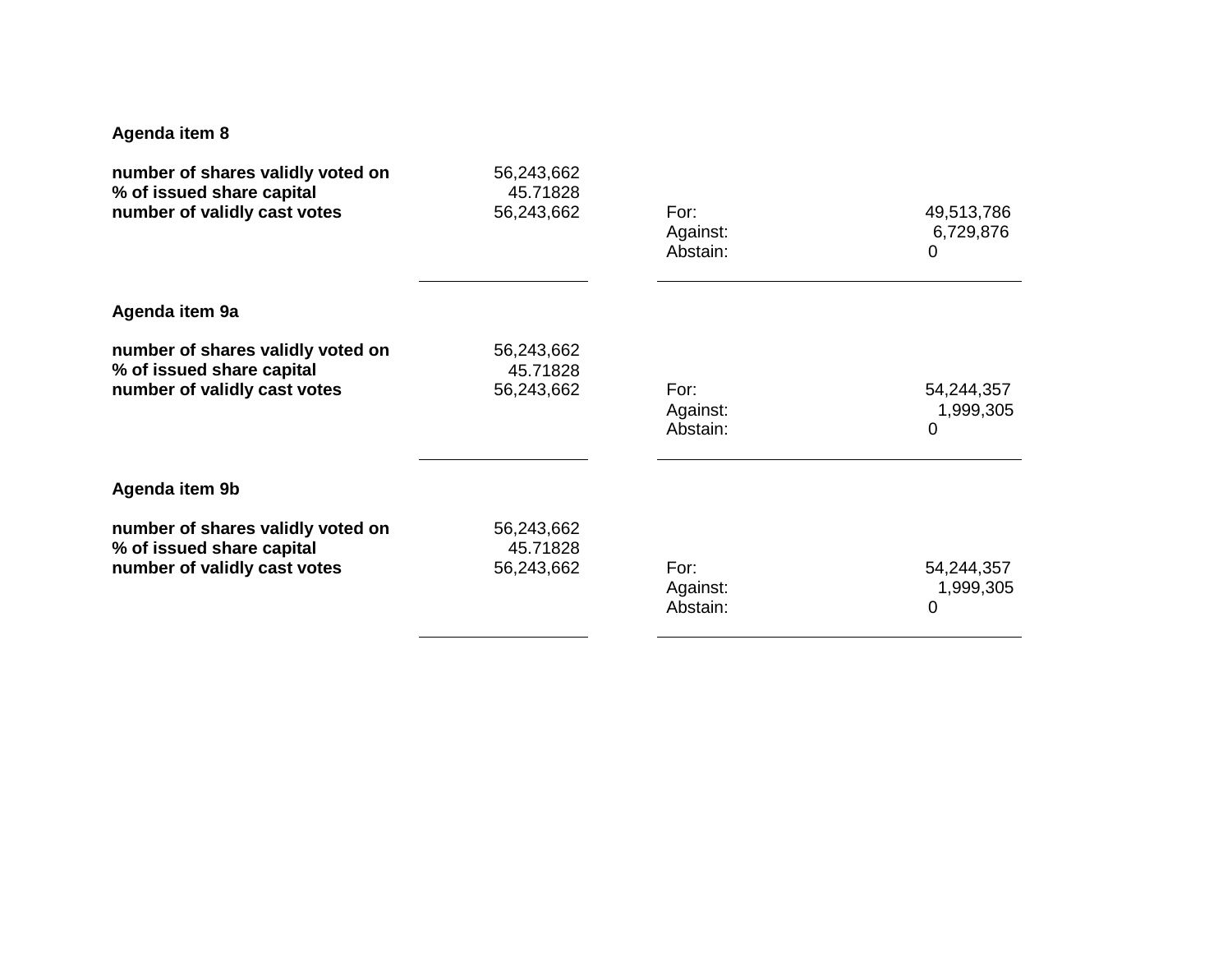**Agenda item 8**

| | | | |
|---|---|---|---|
| **number of shares validly voted on** | 56,243,662 | | |
| **% of issued share capital** | 45.71828 | | |
| **number of validly cast votes** | 56,243,662 | For: | 49,513,786 |
| | | Against: | 6,729,876 |
| | | Abstain: | 0 |

**Agenda item 9a**

| | | | |
|---|---|---|---|
| **number of shares validly voted on** | 56,243,662 | | |
| **% of issued share capital** | 45.71828 | | |
| **number of validly cast votes** | 56,243,662 | For: | 54,244,357 |
| | | Against: | 1,999,305 |
| | | Abstain: | 0 |

**Agenda item 9b**

| | | | |
|---|---|---|---|
| **number of shares validly voted on** | 56,243,662 | | |
| **% of issued share capital** | 45.71828 | | |
| **number of validly cast votes** | 56,243,662 | For: | 54,244,357 |
| | | Against: | 1,999,305 |
| | | Abstain: | 0 |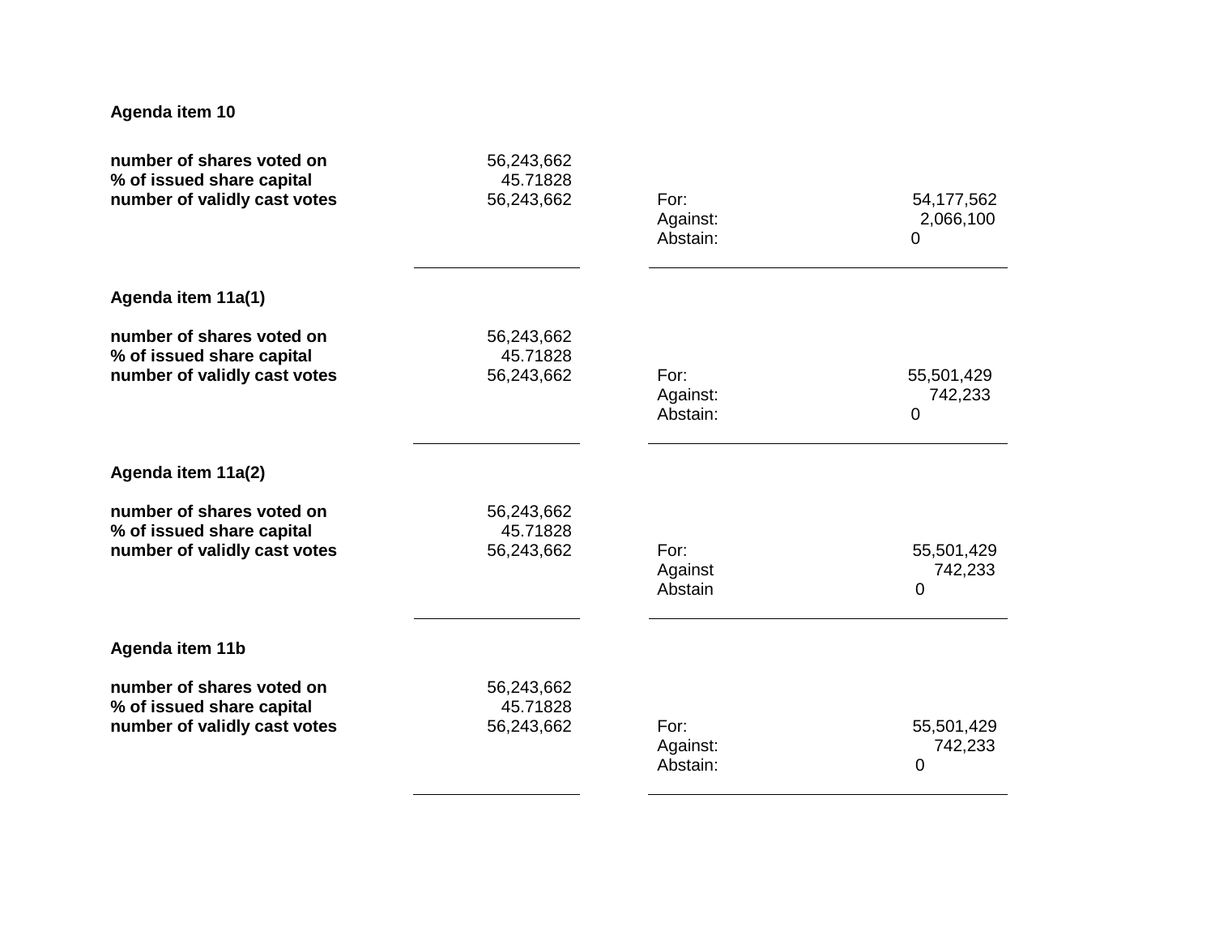**Agenda item 10**

| | | | |
|---|---|---|---|
| **number of shares voted on** | 56,243,662 | | |
| **% of issued share capital** | 45.71828 | | |
| **number of validly cast votes** | 56,243,662 | For: | 54,177,562 |
| | | Against: | 2,066,100 |
| | | Abstain: | 0 |

**Agenda item 11a(1)**

| | | | |
|---|---|---|---|
| **number of shares voted on** | 56,243,662 | | |
| **% of issued share capital** | 45.71828 | | |
| **number of validly cast votes** | 56,243,662 | For: | 55,501,429 |
| | | Against: | 742,233 |
| | | Abstain: | 0 |

**Agenda item 11a(2)**

| | | | |
|---|---|---|---|
| **number of shares voted on** | 56,243,662 | | |
| **% of issued share capital** | 45.71828 | | |
| **number of validly cast votes** | 56,243,662 | For: | 55,501,429 |
| | | Against | 742,233 |
| | | Abstain | 0 |

**Agenda item 11b**

| | | | |
|---|---|---|---|
| **number of shares voted on** | 56,243,662 | | |
| **% of issued share capital** | 45.71828 | | |
| **number of validly cast votes** | 56,243,662 | For: | 55,501,429 |
| | | Against: | 742,233 |
| | | Abstain: | 0 |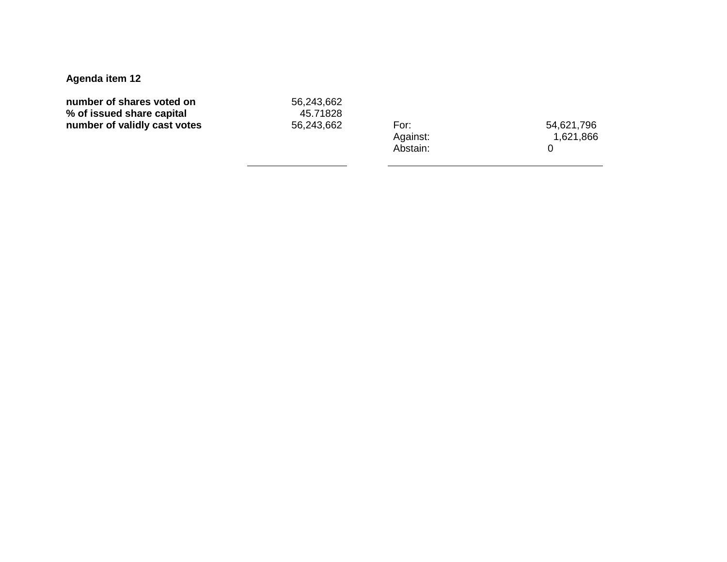**Agenda item 12**

| | | | |
|---|---|---|---|
| **number of shares voted on** | 56,243,662 | | |
| **% of issued share capital** | 45.71828 | | |
| **number of validly cast votes** | 56,243,662 | For: | 54,621,796 |
| | | Against: | 1,621,866 |
| | | Abstain: | 0 |